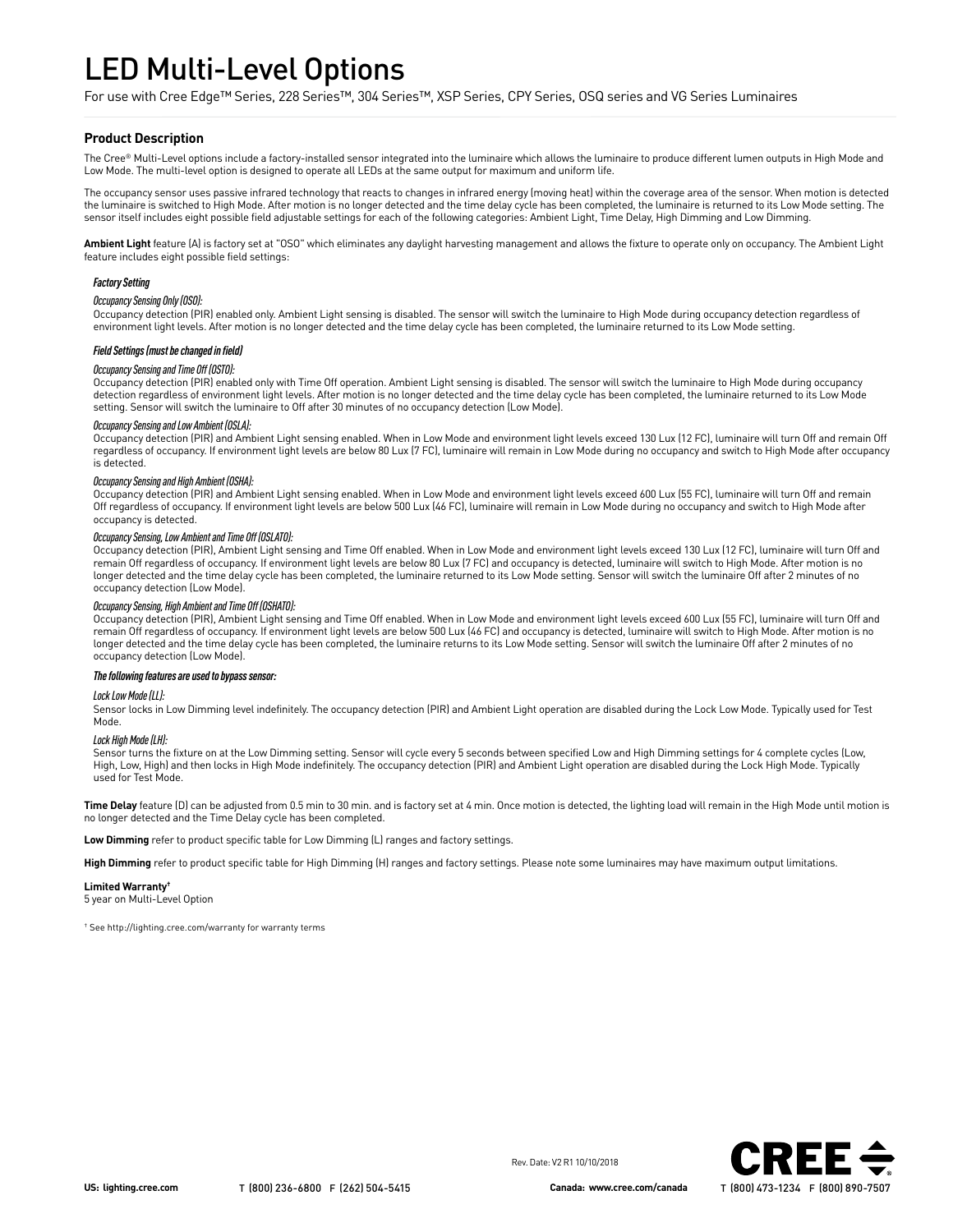# LED Multi-Level Options

For use with Cree Edge™ Series, 228 Series™, 304 Series™, XSP Series, CPY Series, OSQ series and VG Series Luminaires

## Product Description

The Cree® Multi-Level options include a factory-installed sensor integrated into the luminaire which allows the luminaire to produce different lumen outputs in High Mode and Low Mode. The multi-level option is designed to operate all LEDs at the same output for maximum and uniform life.

The occupancy sensor uses passive infrared technology that reacts to changes in infrared energy (moving heat) within the coverage area of the sensor. When motion is detected the luminaire is switched to High Mode. After motion is no longer detected and the time delay cycle has been completed, the luminaire is returned to its Low Mode setting. The sensor itself includes eight possible field adjustable settings for each of the following categories: Ambient Light, Time Delay, High Dimming and Low Dimming.

**Ambient Light** feature (A) is factory set at "OSO" which eliminates any daylight harvesting management and allows the fixture to operate only on occupancy. The Ambient Light feature includes eight possible field settings:

***Factory Setting***

*Occupancy Sensing Only (OSO):*
Occupancy detection (PIR) enabled only. Ambient Light sensing is disabled. The sensor will switch the luminaire to High Mode during occupancy detection regardless of environment light levels. After motion is no longer detected and the time delay cycle has been completed, the luminaire returned to its Low Mode setting.

***Field Settings (must be changed in field)***

*Occupancy Sensing and Time Off (OSTO):*
Occupancy detection (PIR) enabled only with Time Off operation. Ambient Light sensing is disabled. The sensor will switch the luminaire to High Mode during occupancy detection regardless of environment light levels. After motion is no longer detected and the time delay cycle has been completed, the luminaire returned to its Low Mode setting. Sensor will switch the luminaire to Off after 30 minutes of no occupancy detection (Low Mode).

*Occupancy Sensing and Low Ambient (OSLA):*
Occupancy detection (PIR) and Ambient Light sensing enabled. When in Low Mode and environment light levels exceed 130 Lux (12 FC), luminaire will turn Off and remain Off regardless of occupancy. If environment light levels are below 80 Lux (7 FC), luminaire will remain in Low Mode during no occupancy and switch to High Mode after occupancy is detected.

*Occupancy Sensing and High Ambient (OSHA):*
Occupancy detection (PIR) and Ambient Light sensing enabled. When in Low Mode and environment light levels exceed 600 Lux (55 FC), luminaire will turn Off and remain Off regardless of occupancy. If environment light levels are below 500 Lux (46 FC), luminaire will remain in Low Mode during no occupancy and switch to High Mode after occupancy is detected.

*Occupancy Sensing, Low Ambient and Time Off (OSLATO):*
Occupancy detection (PIR), Ambient Light sensing and Time Off enabled. When in Low Mode and environment light levels exceed 130 Lux (12 FC), luminaire will turn Off and remain Off regardless of occupancy. If environment light levels are below 80 Lux (7 FC) and occupancy is detected, luminaire will switch to High Mode. After motion is no longer detected and the time delay cycle has been completed, the luminaire returned to its Low Mode setting. Sensor will switch the luminaire Off after 2 minutes of no occupancy detection (Low Mode).

*Occupancy Sensing, High Ambient and Time Off (OSHATO):*
Occupancy detection (PIR), Ambient Light sensing and Time Off enabled. When in Low Mode and environment light levels exceed 600 Lux (55 FC), luminaire will turn Off and remain Off regardless of occupancy. If environment light levels are below 500 Lux (46 FC) and occupancy is detected, luminaire will switch to High Mode. After motion is no longer detected and the time delay cycle has been completed, the luminaire returns to its Low Mode setting. Sensor will switch the luminaire Off after 2 minutes of no occupancy detection (Low Mode).

***The following features are used to bypass sensor:***

*Lock Low Mode (LL):*
Sensor locks in Low Dimming level indefinitely. The occupancy detection (PIR) and Ambient Light operation are disabled during the Lock Low Mode. Typically used for Test Mode.

*Lock High Mode (LH):*
Sensor turns the fixture on at the Low Dimming setting. Sensor will cycle every 5 seconds between specified Low and High Dimming settings for 4 complete cycles (Low, High, Low, High) and then locks in High Mode indefinitely. The occupancy detection (PIR) and Ambient Light operation are disabled during the Lock High Mode. Typically used for Test Mode.

**Time Delay** feature (D) can be adjusted from 0.5 min to 30 min. and is factory set at 4 min. Once motion is detected, the lighting load will remain in the High Mode until motion is no longer detected and the Time Delay cycle has been completed.

**Low Dimming** refer to product specific table for Low Dimming (L) ranges and factory settings.

**High Dimming** refer to product specific table for High Dimming (H) ranges and factory settings. Please note some luminaires may have maximum output limitations.

**Limited Warranty†**
5 year on Multi-Level Option

† See http://lighting.cree.com/warranty for warranty terms

Rev. Date: V2 R1 10/10/2018

**US: lighting.cree.com** T (800) 236-6800 F (262) 504-5415 **Canada: www.cree.com/canada** T (800) 473-1234 F (800) 890-7507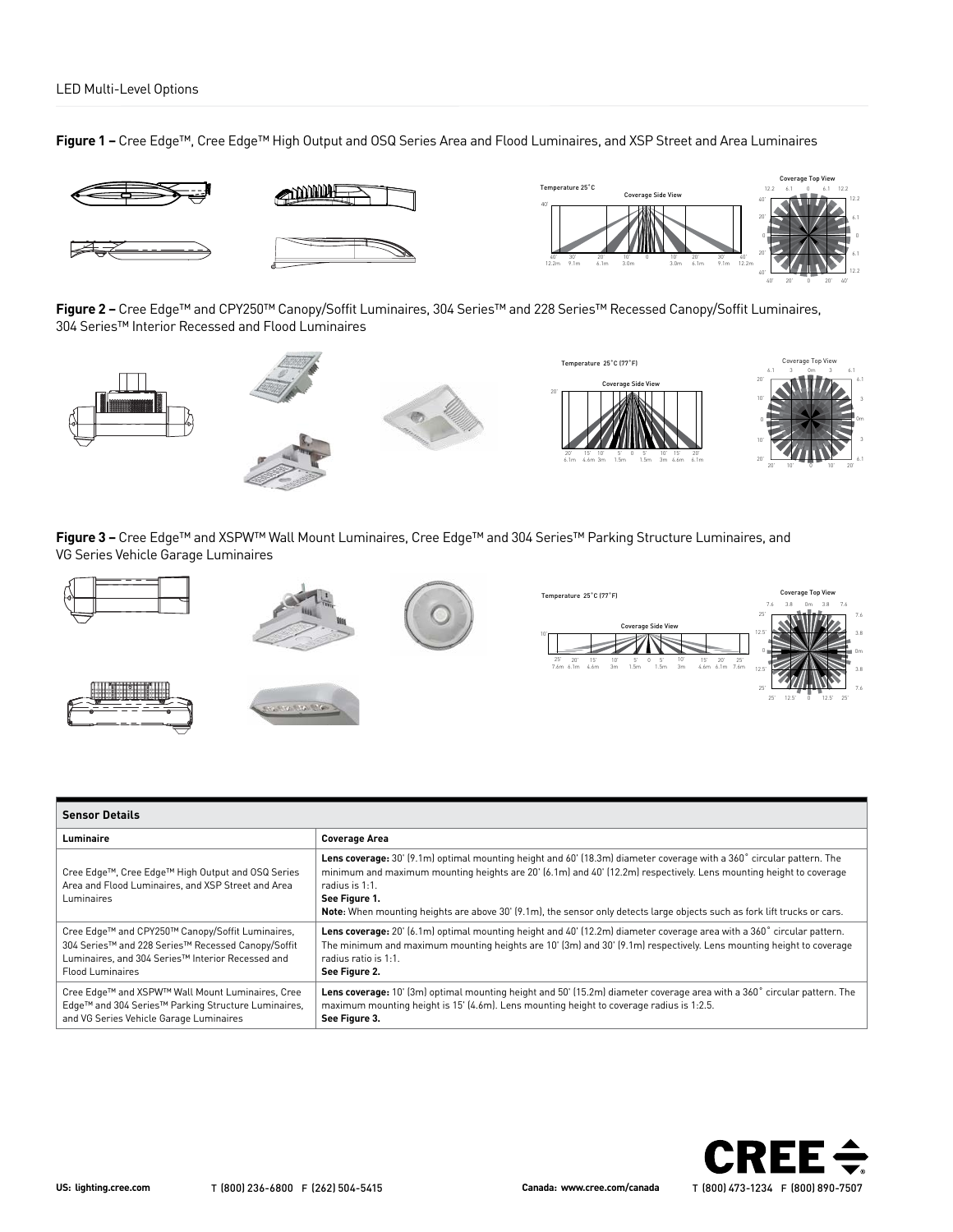Figure 1 – Cree Edge™, Cree Edge™ High Output and OSQ Series Area and Flood Luminaires, and XSP Street and Area Luminaires

Figure 2 – Cree Edge™ and CPY250™ Canopy/Soffit Luminaires, 304 Series™ and 228 Series™ Recessed Canopy/Soffit Luminaires, 304 Series™ Interior Recessed and Flood Luminaires

Figure 3 – Cree Edge™ and XSPW™ Wall Mount Luminaires, Cree Edge™ and 304 Series™ Parking Structure Luminaires, and VG Series Vehicle Garage Luminaires

| Sensor Details | |
|---|---|
| **Luminaire** | **Coverage Area** |
| Cree Edge™, Cree Edge™ High Output and OSQ Series Area and Flood Luminaires, and XSP Street and Area Luminaires | **Lens coverage:** 30' (9.1m) optimal mounting height and 60' (18.3m) diameter coverage with a 360° circular pattern. The minimum and maximum mounting heights are 20' (6.1m) and 40' (12.2m) respectively. Lens mounting height to coverage radius is 1:1. **See Figure 1.** **Note:** When mounting heights are above 30' (9.1m), the sensor only detects large objects such as fork lift trucks or cars. |
| Cree Edge™ and CPY250™ Canopy/Soffit Luminaires, 304 Series™ and 228 Series™ Recessed Canopy/Soffit Luminaires, and 304 Series™ Interior Recessed and Flood Luminaires | **Lens coverage:** 20' (6.1m) optimal mounting height and 40' (12.2m) diameter coverage area with a 360° circular pattern. The minimum and maximum mounting heights are 10' (3m) and 30' (9.1m) respectively. Lens mounting height to coverage radius ratio is 1:1. **See Figure 2.** |
| Cree Edge™ and XSPW™ Wall Mount Luminaires, Cree Edge™ and 304 Series™ Parking Structure Luminaires, and VG Series Vehicle Garage Luminaires | **Lens coverage:** 10' (3m) optimal mounting height and 50' (15.2m) diameter coverage area with a 360° circular pattern. The maximum mounting height is 15' (4.6m). Lens mounting height to coverage radius is 1:2.5. **See Figure 3.** |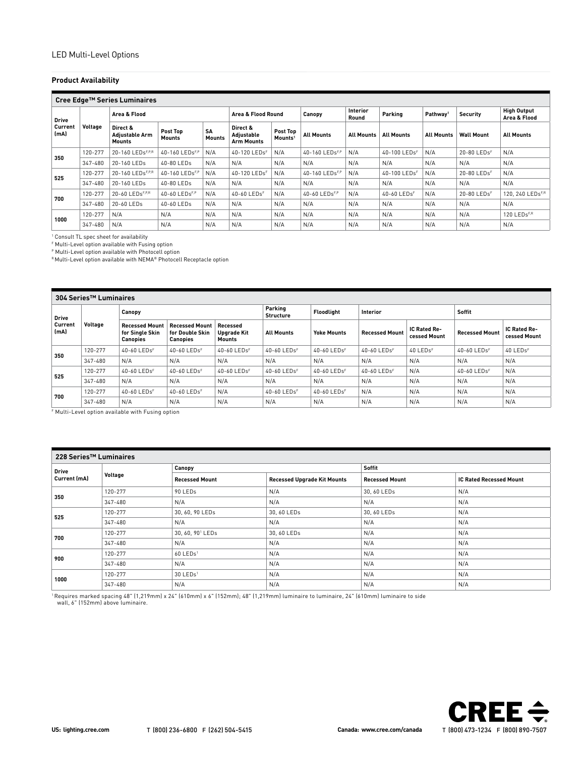LED Multi-Level Options

## Product Availability

| Cree Edge™ Series Luminaires | | | | | | | | | | | | | |
|---|---|---|---|---|---|---|---|---|---|---|---|---|---|
| Drive Current (mA) | Voltage | Area & Flood | | | Area & Flood Round | | Canopy | Interior Round | Parking | Pathway[1] | Security | High Output Area & Flood |
| | | Direct & Adjustable Arm Mounts | Post Top Mounts | SA Mounts | Direct & Adjustable Arm Mounts | Post Top Mounts[1] | All Mounts | All Mounts | All Mounts | All Mounts | Wall Mount | All Mounts |
| 350 | 120-277 | 20-160 LEDs[F,P,R] | 40-160 LEDs[F,P] | N/A | 40-120 LEDs[F] | N/A | 40-160 LEDs[F,P] | N/A | 40-100 LEDs[F] | N/A | 20-80 LEDs[F] | N/A |
| | 347-480 | 20-160 LEDs | 40-80 LEDs | N/A | N/A | N/A | N/A | N/A | N/A | N/A | N/A | N/A |
| 525 | 120-277 | 20-160 LEDs[F,P,R] | 40-160 LEDs[F,P] | N/A | 40-120 LEDs[F] | N/A | 40-160 LEDs[F,P] | N/A | 40-100 LEDs[F] | N/A | 20-80 LEDs[F] | N/A |
| | 347-480 | 20-160 LEDs | 40-80 LEDs | N/A | N/A | N/A | N/A | N/A | N/A | N/A | N/A | N/A |
| 700 | 120-277 | 20-60 LEDs[F,P,R] | 40-60 LEDs[F,P] | N/A | 40-60 LEDs[F] | N/A | 40-60 LEDs[F,P] | N/A | 40-60 LEDs[F] | N/A | 20-80 LEDs[F] | 120, 240 LEDs[F,R] |
| | 347-480 | 20-60 LEDs | 40-60 LEDs | N/A | N/A | N/A | N/A | N/A | N/A | N/A | N/A | N/A |
| 1000 | 120-277 | N/A | N/A | N/A | N/A | N/A | N/A | N/A | N/A | N/A | N/A | 120 LEDs[F,R] |
| | 347-480 | N/A | N/A | N/A | N/A | N/A | N/A | N/A | N/A | N/A | N/A | N/A |

[1] Consult TL spec sheet for availability
[F] Multi-Level option available with Fusing option
[P] Multi-Level option available with Photocell option
[R] Multi-Level option available with NEMA® Photocell Receptacle option

| 304 Series™ Luminaires | | | | | | | | | | |
|---|---|---|---|---|---|---|---|---|---|---|
| Drive Current (mA) | Voltage | Canopy | | | Parking Structure | Floodlight | Interior | | Soffit | |
| | | Recessed Mount for Single Skin Canopies | Recessed Mount for Double Skin Canopies | Recessed Upgrade Kit Mounts | All Mounts | Yoke Mounts | Recessed Mount | IC Rated Recessed Mount | Recessed Mount | IC Rated Recessed Mount |
| 350 | 120-277 | 40-60 LEDs[F] | 40-60 LEDs[F] | 40-60 LEDs[F] | 40-60 LEDs[F] | 40-60 LEDs[F] | 40-60 LEDs[F] | 40 LEDs[F] | 40-60 LEDs[F] | 40 LEDs[F] |
| | 347-480 | N/A | N/A | N/A | N/A | N/A | N/A | N/A | N/A | N/A |
| 525 | 120-277 | 40-60 LEDs[F] | 40-60 LEDs[F] | 40-60 LEDs[F] | 40-60 LEDs[F] | 40-60 LEDs[F] | 40-60 LEDs[F] | N/A | 40-60 LEDs[F] | N/A |
| | 347-480 | N/A | N/A | N/A | N/A | N/A | N/A | N/A | N/A | N/A |
| 700 | 120-277 | 40-60 LEDs[F] | 40-60 LEDs[F] | N/A | 40-60 LEDs[F] | 40-60 LEDs[F] | N/A | N/A | N/A | N/A |
| | 347-480 | N/A | N/A | N/A | N/A | N/A | N/A | N/A | N/A | N/A |

[F] Multi-Level option available with Fusing option

| 228 Series™ Luminaires | | | | | |
|---|---|---|---|---|---|
| Drive Current (mA) | Voltage | Canopy | | Soffit | |
| | | Recessed Mount | Recessed Upgrade Kit Mounts | Recessed Mount | IC Rated Recessed Mount |
| 350 | 120-277 | 90 LEDs | N/A | 30, 60 LEDs | N/A |
| | 347-480 | N/A | N/A | N/A | N/A |
| 525 | 120-277 | 30, 60, 90 LEDs | 30, 60 LEDs | 30, 60 LEDs | N/A |
| | 347-480 | N/A | N/A | N/A | N/A |
| 700 | 120-277 | 30, 60, 90[1] LEDs | 30, 60 LEDs | N/A | N/A |
| | 347-480 | N/A | N/A | N/A | N/A |
| 900 | 120-277 | 60 LEDs[1] | N/A | N/A | N/A |
| | 347-480 | N/A | N/A | N/A | N/A |
| 1000 | 120-277 | 30 LEDs[1] | N/A | N/A | N/A |
| | 347-480 | N/A | N/A | N/A | N/A |

[1] Requires marked spacing 48" (1,219mm) x 24" (610mm) x 6" (152mm); 48" (1,219mm) luminaire to luminaire, 24" (610mm) luminaire to side wall, 6" (152mm) above luminaire.

US: lighting.cree.com T (800) 236-6800 F (262) 504-5415 Canada: www.cree.com/canada T (800) 473-1234 F (800) 890-7507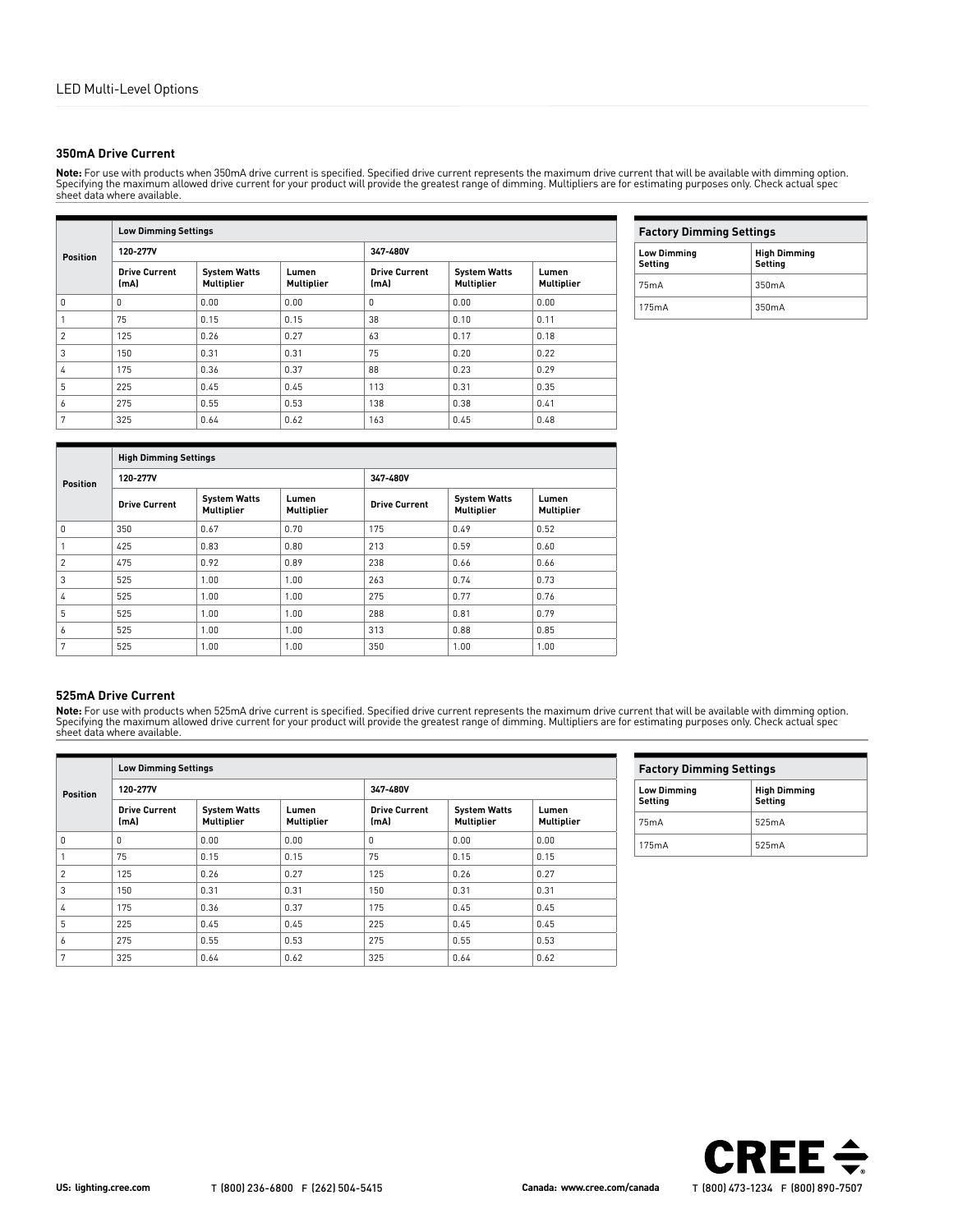LED Multi-Level Options

### 350mA Drive Current

**Note:** For use with products when 350mA drive current is specified. Specified drive current represents the maximum drive current that will be available with dimming option. Specifying the maximum allowed drive current for your product will provide the greatest range of dimming. Multipliers are for estimating purposes only. Check actual spec sheet data where available.

| Position | Low Dimming Settings | | | | | |
|---|---|---|---|---|---|---|
| | 120-277V | | | 347-480V | | |
| | Drive Current (mA) | System Watts Multiplier | Lumen Multiplier | Drive Current (mA) | System Watts Multiplier | Lumen Multiplier |
| 0 | 0 | 0.00 | 0.00 | 0 | 0.00 | 0.00 |
| 1 | 75 | 0.15 | 0.15 | 38 | 0.10 | 0.11 |
| 2 | 125 | 0.26 | 0.27 | 63 | 0.17 | 0.18 |
| 3 | 150 | 0.31 | 0.31 | 75 | 0.20 | 0.22 |
| 4 | 175 | 0.36 | 0.37 | 88 | 0.23 | 0.29 |
| 5 | 225 | 0.45 | 0.45 | 113 | 0.31 | 0.35 |
| 6 | 275 | 0.55 | 0.53 | 138 | 0.38 | 0.41 |
| 7 | 325 | 0.64 | 0.62 | 163 | 0.45 | 0.48 |

| Position | High Dimming Settings | | | | | |
|---|---|---|---|---|---|---|
| | 120-277V | | | 347-480V | | |
| | Drive Current | System Watts Multiplier | Lumen Multiplier | Drive Current | System Watts Multiplier | Lumen Multiplier |
| 0 | 350 | 0.67 | 0.70 | 175 | 0.49 | 0.52 |
| 1 | 425 | 0.83 | 0.80 | 213 | 0.59 | 0.60 |
| 2 | 475 | 0.92 | 0.89 | 238 | 0.66 | 0.66 |
| 3 | 525 | 1.00 | 1.00 | 263 | 0.74 | 0.73 |
| 4 | 525 | 1.00 | 1.00 | 275 | 0.77 | 0.76 |
| 5 | 525 | 1.00 | 1.00 | 288 | 0.81 | 0.79 |
| 6 | 525 | 1.00 | 1.00 | 313 | 0.88 | 0.85 |
| 7 | 525 | 1.00 | 1.00 | 350 | 1.00 | 1.00 |

| Factory Dimming Settings | |
|---|---|
| Low Dimming Setting | High Dimming Setting |
| 75mA | 350mA |
| 175mA | 350mA |

### 525mA Drive Current

**Note:** For use with products when 525mA drive current is specified. Specified drive current represents the maximum drive current that will be available with dimming option. Specifying the maximum allowed drive current for your product will provide the greatest range of dimming. Multipliers are for estimating purposes only. Check actual spec sheet data where available.

| Position | Low Dimming Settings | | | | | |
|---|---|---|---|---|---|---|
| | 120-277V | | | 347-480V | | |
| | Drive Current (mA) | System Watts Multiplier | Lumen Multiplier | Drive Current (mA) | System Watts Multiplier | Lumen Multiplier |
| 0 | 0 | 0.00 | 0.00 | 0 | 0.00 | 0.00 |
| 1 | 75 | 0.15 | 0.15 | 75 | 0.15 | 0.15 |
| 2 | 125 | 0.26 | 0.27 | 125 | 0.26 | 0.27 |
| 3 | 150 | 0.31 | 0.31 | 150 | 0.31 | 0.31 |
| 4 | 175 | 0.36 | 0.37 | 175 | 0.45 | 0.45 |
| 5 | 225 | 0.45 | 0.45 | 225 | 0.45 | 0.45 |
| 6 | 275 | 0.55 | 0.53 | 275 | 0.55 | 0.53 |
| 7 | 325 | 0.64 | 0.62 | 325 | 0.64 | 0.62 |

| Factory Dimming Settings | |
|---|---|
| Low Dimming Setting | High Dimming Setting |
| 75mA | 525mA |
| 175mA | 525mA |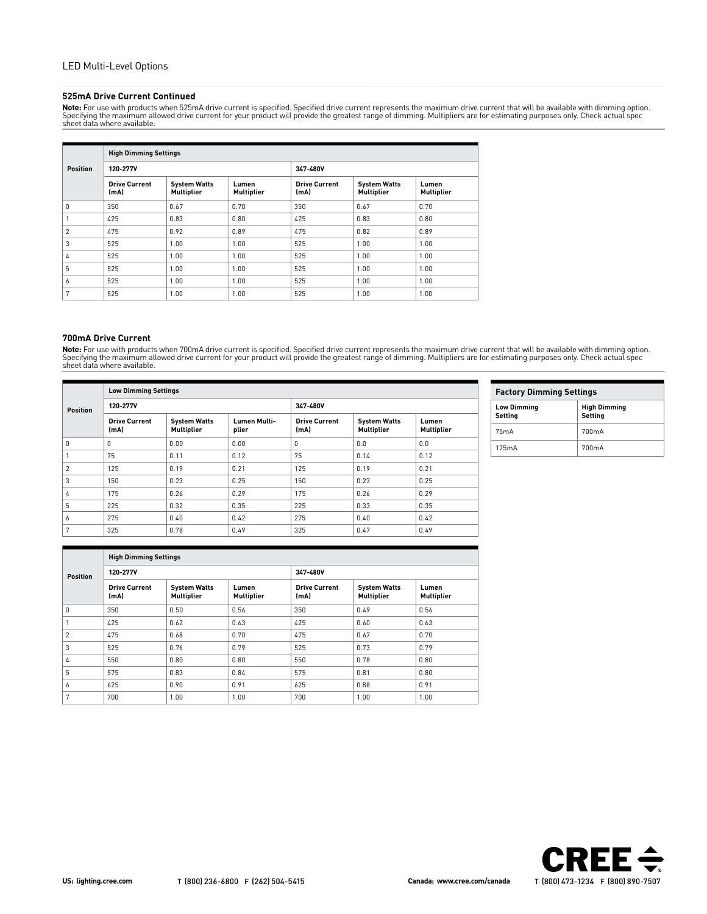LED Multi-Level Options

### 525mA Drive Current Continued

**Note:** For use with products when 525mA drive current is specified. Specified drive current represents the maximum drive current that will be available with dimming option. Specifying the maximum allowed drive current for your product will provide the greatest range of dimming. Multipliers are for estimating purposes only. Check actual spec sheet data where available.

| Position | High Dimming Settings | | | | | |
|---|---|---|---|---|---|---|
| | 120-277V | | | 347-480V | | |
| | Drive Current (mA) | System Watts Multiplier | Lumen Multiplier | Drive Current (mA) | System Watts Multiplier | Lumen Multiplier |
| 0 | 350 | 0.67 | 0.70 | 350 | 0.67 | 0.70 |
| 1 | 425 | 0.83 | 0.80 | 425 | 0.83 | 0.80 |
| 2 | 475 | 0.92 | 0.89 | 475 | 0.82 | 0.89 |
| 3 | 525 | 1.00 | 1.00 | 525 | 1.00 | 1.00 |
| 4 | 525 | 1.00 | 1.00 | 525 | 1.00 | 1.00 |
| 5 | 525 | 1.00 | 1.00 | 525 | 1.00 | 1.00 |
| 6 | 525 | 1.00 | 1.00 | 525 | 1.00 | 1.00 |
| 7 | 525 | 1.00 | 1.00 | 525 | 1.00 | 1.00 |

### 700mA Drive Current

**Note:** For use with products when 700mA drive current is specified. Specified drive current represents the maximum drive current that will be available with dimming option. Specifying the maximum allowed drive current for your product will provide the greatest range of dimming. Multipliers are for estimating purposes only. Check actual spec sheet data where available.

| Position | Low Dimming Settings | | | | | |
|---|---|---|---|---|---|---|
| | 120-277V | | | 347-480V | | |
| | Drive Current (mA) | System Watts Multiplier | Lumen Multi-plier | Drive Current (mA) | System Watts Multiplier | Lumen Multiplier |
| 0 | 0 | 0.00 | 0.00 | 0 | 0.0 | 0.0 |
| 1 | 75 | 0.11 | 0.12 | 75 | 0.14 | 0.12 |
| 2 | 125 | 0.19 | 0.21 | 125 | 0.19 | 0.21 |
| 3 | 150 | 0.23 | 0.25 | 150 | 0.23 | 0.25 |
| 4 | 175 | 0.26 | 0.29 | 175 | 0.26 | 0.29 |
| 5 | 225 | 0.32 | 0.35 | 225 | 0.33 | 0.35 |
| 6 | 275 | 0.40 | 0.42 | 275 | 0.40 | 0.42 |
| 7 | 325 | 0.78 | 0.49 | 325 | 0.47 | 0.49 |

| Factory Dimming Settings | |
|---|---|
| Low Dimming Setting | High Dimming Setting |
| 75mA | 700mA |
| 175mA | 700mA |

| Position | High Dimming Settings | | | | | |
|---|---|---|---|---|---|---|
| | 120-277V | | | 347-480V | | |
| | Drive Current (mA) | System Watts Multiplier | Lumen Multiplier | Drive Current (mA) | System Watts Multiplier | Lumen Multiplier |
| 0 | 350 | 0.50 | 0.56 | 350 | 0.49 | 0.56 |
| 1 | 425 | 0.62 | 0.63 | 425 | 0.60 | 0.63 |
| 2 | 475 | 0.68 | 0.70 | 475 | 0.67 | 0.70 |
| 3 | 525 | 0.76 | 0.79 | 525 | 0.73 | 0.79 |
| 4 | 550 | 0.80 | 0.80 | 550 | 0.78 | 0.80 |
| 5 | 575 | 0.83 | 0.84 | 575 | 0.81 | 0.80 |
| 6 | 625 | 0.90 | 0.91 | 625 | 0.88 | 0.91 |
| 7 | 700 | 1.00 | 1.00 | 700 | 1.00 | 1.00 |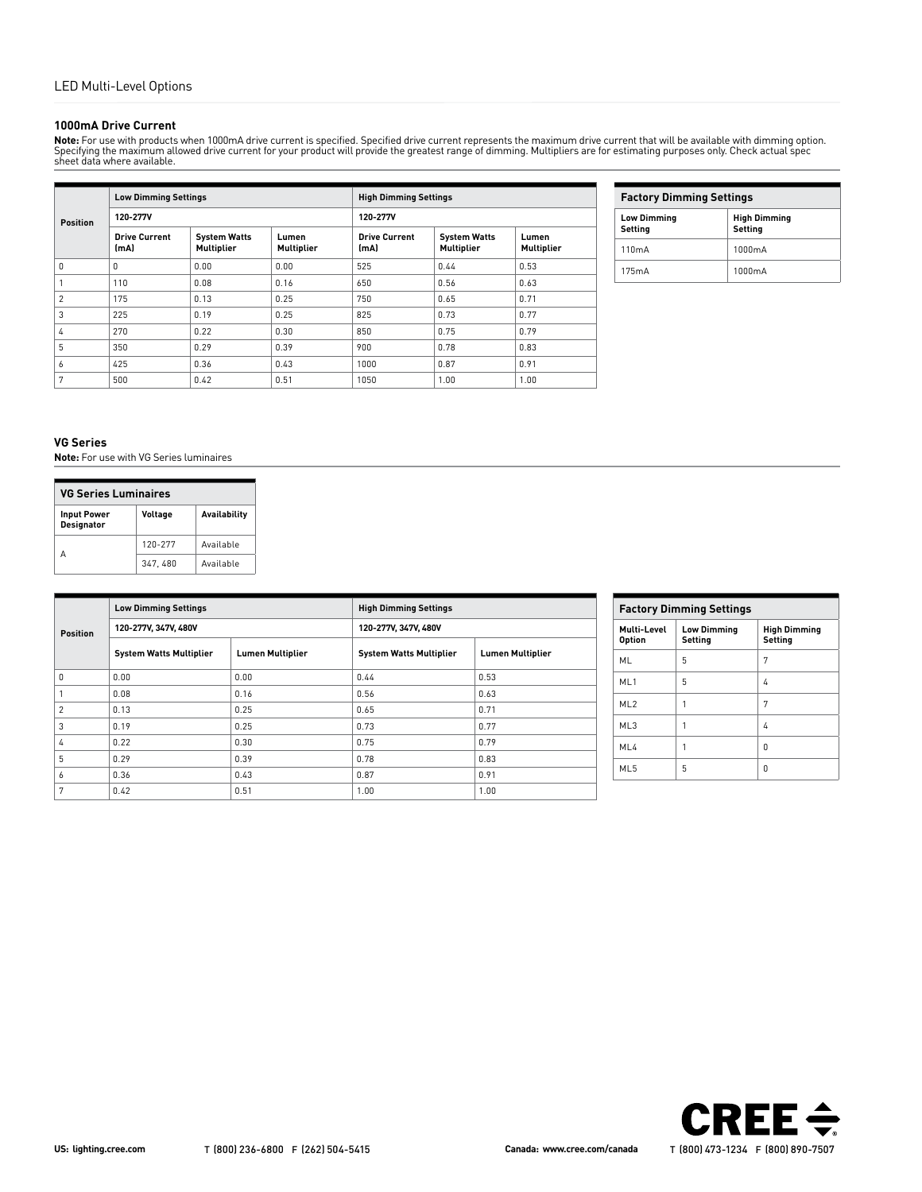# LED Multi-Level Options

## 1000mA Drive Current

**Note:** For use with products when 1000mA drive current is specified. Specified drive current represents the maximum drive current that will be available with dimming option. Specifying the maximum allowed drive current for your product will provide the greatest range of dimming. Multipliers are for estimating purposes only. Check actual spec sheet data where available.

| Position | Low Dimming Settings | | | High Dimming Settings | | |
|---|---|---|---|---|---|---|
| | 120-277V | | | 120-277V | | |
| | Drive Current (mA) | System Watts Multiplier | Lumen Multiplier | Drive Current (mA) | System Watts Multiplier | Lumen Multiplier |
| 0 | 0 | 0.00 | 0.00 | 525 | 0.44 | 0.53 |
| 1 | 110 | 0.08 | 0.16 | 650 | 0.56 | 0.63 |
| 2 | 175 | 0.13 | 0.25 | 750 | 0.65 | 0.71 |
| 3 | 225 | 0.19 | 0.25 | 825 | 0.73 | 0.77 |
| 4 | 270 | 0.22 | 0.30 | 850 | 0.75 | 0.79 |
| 5 | 350 | 0.29 | 0.39 | 900 | 0.78 | 0.83 |
| 6 | 425 | 0.36 | 0.43 | 1000 | 0.87 | 0.91 |
| 7 | 500 | 0.42 | 0.51 | 1050 | 1.00 | 1.00 |

| Factory Dimming Settings | |
|---|---|
| Low Dimming Setting | High Dimming Setting |
| 110mA | 1000mA |
| 175mA | 1000mA |

## VG Series

**Note:** For use with VG Series luminaires

| VG Series Luminaires | | |
|---|---|---|
| Input Power Designator | Voltage | Availability |
| A | 120-277 | Available |
| | 347, 480 | Available |

| Position | Low Dimming Settings | | High Dimming Settings | |
|---|---|---|---|---|
| | 120-277V, 347V, 480V | | 120-277V, 347V, 480V | |
| | System Watts Multiplier | Lumen Multiplier | System Watts Multiplier | Lumen Multiplier |
| 0 | 0.00 | 0.00 | 0.44 | 0.53 |
| 1 | 0.08 | 0.16 | 0.56 | 0.63 |
| 2 | 0.13 | 0.25 | 0.65 | 0.71 |
| 3 | 0.19 | 0.25 | 0.73 | 0.77 |
| 4 | 0.22 | 0.30 | 0.75 | 0.79 |
| 5 | 0.29 | 0.39 | 0.78 | 0.83 |
| 6 | 0.36 | 0.43 | 0.87 | 0.91 |
| 7 | 0.42 | 0.51 | 1.00 | 1.00 |

| Factory Dimming Settings | | |
|---|---|---|
| Multi-Level Option | Low Dimming Setting | High Dimming Setting |
| ML | 5 | 7 |
| ML1 | 5 | 4 |
| ML2 | 1 | 7 |
| ML3 | 1 | 4 |
| ML4 | 1 | 0 |
| ML5 | 5 | 0 |

US: lighting.cree.com T (800) 236-6800 F (262) 504-5415 Canada: www.cree.com/canada T (800) 473-1234 F (800) 890-7507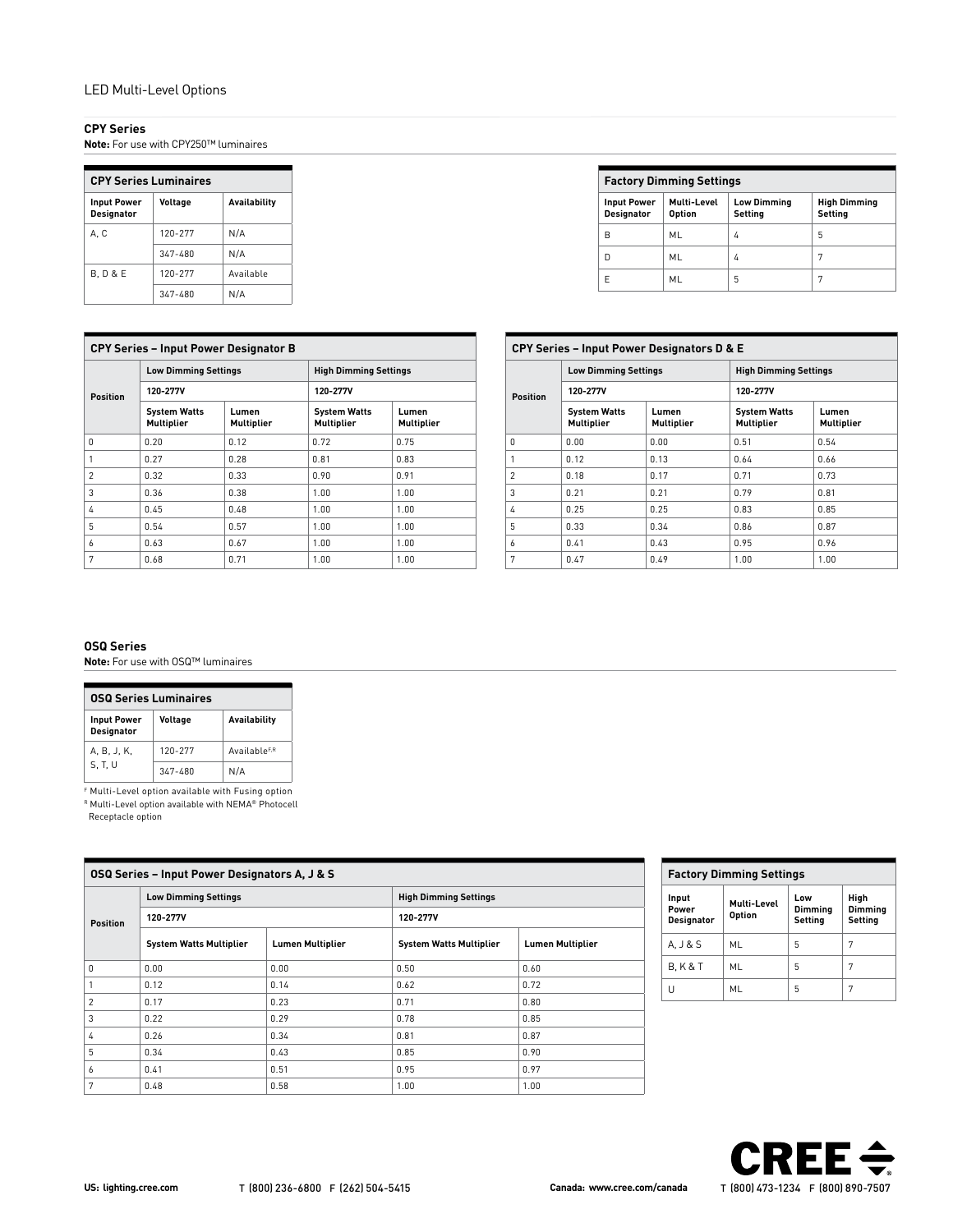LED Multi-Level Options

### CPY Series

**Note:** For use with CPY250™ luminaires

| CPY Series Luminaires | | |
|---|---|---|
| **Input Power Designator** | **Voltage** | **Availability** |
| A, C | 120-277 | N/A |
| | 347-480 | N/A |
| B, D & E | 120-277 | Available |
| | 347-480 | N/A |

| Factory Dimming Settings | | | |
|---|---|---|---|
| **Input Power Designator** | **Multi-Level Option** | **Low Dimming Setting** | **High Dimming Setting** |
| B | ML | 4 | 5 |
| D | ML | 4 | 7 |
| E | ML | 5 | 7 |

| CPY Series – Input Power Designator B | | | | |
|---|---|---|---|---|
| **Position** | **Low Dimming Settings** | | **High Dimming Settings** | |
| | **120-277V** | | **120-277V** | |
| | **System Watts Multiplier** | **Lumen Multiplier** | **System Watts Multiplier** | **Lumen Multiplier** |
| 0 | 0.20 | 0.12 | 0.72 | 0.75 |
| 1 | 0.27 | 0.28 | 0.81 | 0.83 |
| 2 | 0.32 | 0.33 | 0.90 | 0.91 |
| 3 | 0.36 | 0.38 | 1.00 | 1.00 |
| 4 | 0.45 | 0.48 | 1.00 | 1.00 |
| 5 | 0.54 | 0.57 | 1.00 | 1.00 |
| 6 | 0.63 | 0.67 | 1.00 | 1.00 |
| 7 | 0.68 | 0.71 | 1.00 | 1.00 |

| CPY Series – Input Power Designators D & E | | | | |
|---|---|---|---|---|
| **Position** | **Low Dimming Settings** | | **High Dimming Settings** | |
| | **120-277V** | | **120-277V** | |
| | **System Watts Multiplier** | **Lumen Multiplier** | **System Watts Multiplier** | **Lumen Multiplier** |
| 0 | 0.00 | 0.00 | 0.51 | 0.54 |
| 1 | 0.12 | 0.13 | 0.64 | 0.66 |
| 2 | 0.18 | 0.17 | 0.71 | 0.73 |
| 3 | 0.21 | 0.21 | 0.79 | 0.81 |
| 4 | 0.25 | 0.25 | 0.83 | 0.85 |
| 5 | 0.33 | 0.34 | 0.86 | 0.87 |
| 6 | 0.41 | 0.43 | 0.95 | 0.96 |
| 7 | 0.47 | 0.49 | 1.00 | 1.00 |

### OSQ Series

**Note:** For use with OSQ™ luminaires

| OSQ Series Luminaires | | |
|---|---|---|
| **Input Power Designator** | **Voltage** | **Availability** |
| A, B, J, K, S, T, U | 120-277 | Available[F,R] |
| | 347-480 | N/A |

[F] Multi-Level option available with Fusing option
[R] Multi-Level option available with NEMA® Photocell Receptacle option

| OSQ Series – Input Power Designators A, J & S | | | | |
|---|---|---|---|---|
| **Position** | **Low Dimming Settings** | | **High Dimming Settings** | |
| | **120-277V** | | **120-277V** | |
| | **System Watts Multiplier** | **Lumen Multiplier** | **System Watts Multiplier** | **Lumen Multiplier** |
| 0 | 0.00 | 0.00 | 0.50 | 0.60 |
| 1 | 0.12 | 0.14 | 0.62 | 0.72 |
| 2 | 0.17 | 0.23 | 0.71 | 0.80 |
| 3 | 0.22 | 0.29 | 0.78 | 0.85 |
| 4 | 0.26 | 0.34 | 0.81 | 0.87 |
| 5 | 0.34 | 0.43 | 0.85 | 0.90 |
| 6 | 0.41 | 0.51 | 0.95 | 0.97 |
| 7 | 0.48 | 0.58 | 1.00 | 1.00 |

| Factory Dimming Settings | | | |
|---|---|---|---|
| **Input Power Designator** | **Multi-Level Option** | **Low Dimming Setting** | **High Dimming Setting** |
| A, J & S | ML | 5 | 7 |
| B, K & T | ML | 5 | 7 |
| U | ML | 5 | 7 |

US: lighting.cree.com T (800) 236-6800 F (262) 504-5415 Canada: www.cree.com/canada T (800) 473-1234 F (800) 890-7507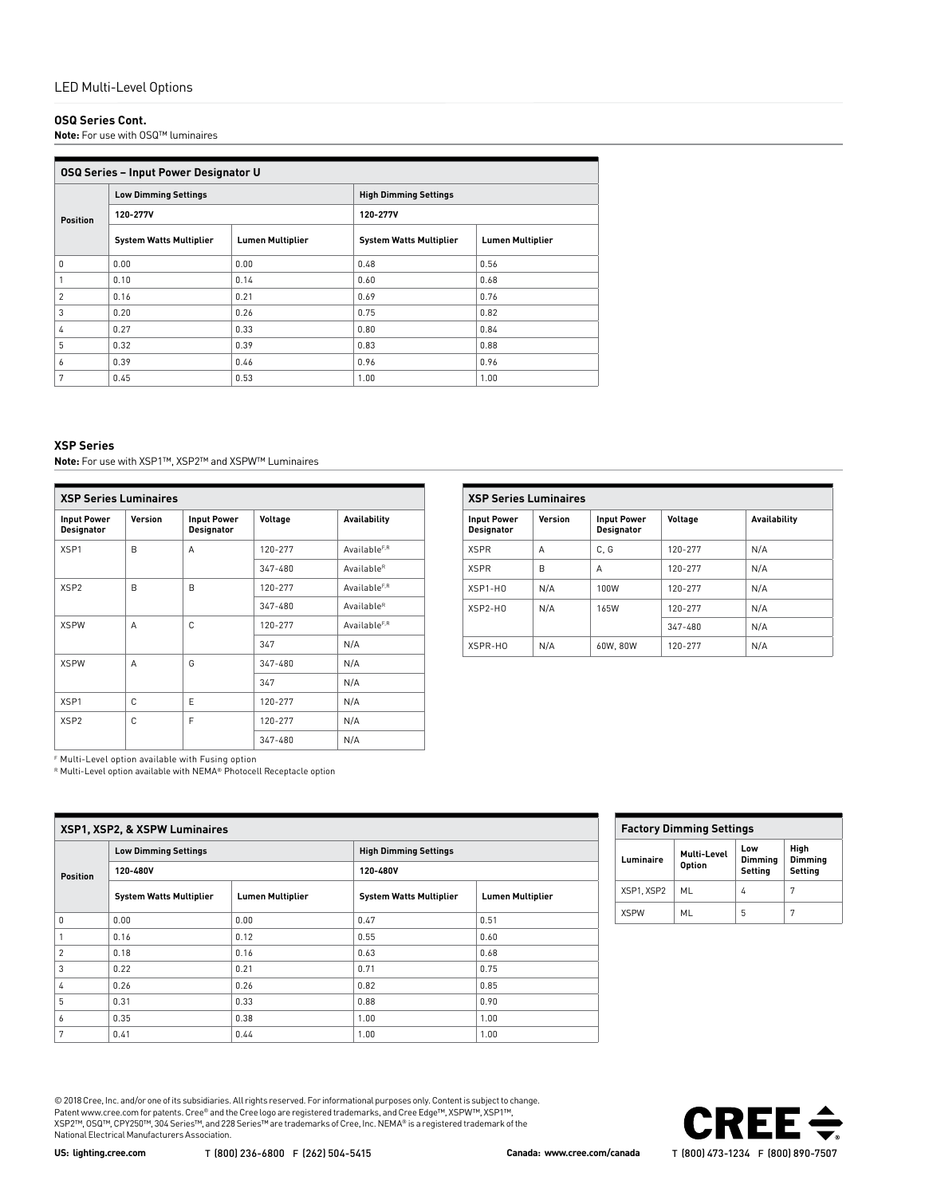## LED Multi-Level Options

### OSQ Series Cont.

**Note:** For use with OSQ™ luminaires

**OSQ Series – Input Power Designator U**

| Position | Low Dimming Settings | | High Dimming Settings | |
|---|---|---|---|---|
| | 120-277V | | 120-277V | |
| | System Watts Multiplier | Lumen Multiplier | System Watts Multiplier | Lumen Multiplier |
| 0 | 0.00 | 0.00 | 0.48 | 0.56 |
| 1 | 0.10 | 0.14 | 0.60 | 0.68 |
| 2 | 0.16 | 0.21 | 0.69 | 0.76 |
| 3 | 0.20 | 0.26 | 0.75 | 0.82 |
| 4 | 0.27 | 0.33 | 0.80 | 0.84 |
| 5 | 0.32 | 0.39 | 0.83 | 0.88 |
| 6 | 0.39 | 0.46 | 0.96 | 0.96 |
| 7 | 0.45 | 0.53 | 1.00 | 1.00 |

### XSP Series

**Note:** For use with XSP1™, XSP2™ and XSPW™ Luminaires

**XSP Series Luminaires**

| Input Power Designator | Version | Input Power Designator | Voltage | Availability |
|---|---|---|---|---|
| XSP1 | B | A | 120-277 | Available[F,R] |
| | | | 347-480 | Available[R] |
| XSP2 | B | B | 120-277 | Available[F,R] |
| | | | 347-480 | Available[R] |
| XSPW | A | C | 120-277 | Available[F,R] |
| | | | 347 | N/A |
| XSPW | A | G | 347-480 | N/A |
| | | | 347 | N/A |
| XSP1 | C | E | 120-277 | N/A |
| XSP2 | C | F | 120-277 | N/A |
| | | | 347-480 | N/A |

[F] Multi-Level option available with Fusing option
[R] Multi-Level option available with NEMA® Photocell Receptacle option

**XSP Series Luminaires**

| Input Power Designator | Version | Input Power Designator | Voltage | Availability |
|---|---|---|---|---|
| XSPR | A | C, G | 120-277 | N/A |
| XSPR | B | A | 120-277 | N/A |
| XSP1-HO | N/A | 100W | 120-277 | N/A |
| XSP2-HO | N/A | 165W | 120-277 | N/A |
| | | | 347-480 | N/A |
| XSPR-HO | N/A | 60W, 80W | 120-277 | N/A |

**XSP1, XSP2, & XSPW Luminaires**

| Position | Low Dimming Settings | | High Dimming Settings | |
|---|---|---|---|---|
| | 120-480V | | 120-480V | |
| | System Watts Multiplier | Lumen Multiplier | System Watts Multiplier | Lumen Multiplier |
| 0 | 0.00 | 0.00 | 0.47 | 0.51 |
| 1 | 0.16 | 0.12 | 0.55 | 0.60 |
| 2 | 0.18 | 0.16 | 0.63 | 0.68 |
| 3 | 0.22 | 0.21 | 0.71 | 0.75 |
| 4 | 0.26 | 0.26 | 0.82 | 0.85 |
| 5 | 0.31 | 0.33 | 0.88 | 0.90 |
| 6 | 0.35 | 0.38 | 1.00 | 1.00 |
| 7 | 0.41 | 0.44 | 1.00 | 1.00 |

**Factory Dimming Settings**

| Luminaire | Multi-Level Option | Low Dimming Setting | High Dimming Setting |
|---|---|---|---|
| XSP1, XSP2 | ML | 4 | 7 |
| XSPW | ML | 5 | 7 |

© 2018 Cree, Inc. and/or one of its subsidiaries. All rights reserved. For informational purposes only. Content is subject to change. Patent www.cree.com for patents. Cree® and the Cree logo are registered trademarks, and Cree Edge™, XSPW™, XSP1™, XSP2™, OSQ™, CPY250™, 304 Series™, and 228 Series™ are trademarks of Cree, Inc. NEMA® is a registered trademark of the National Electrical Manufacturers Association.

**US: lighting.cree.com** T (800) 236-6800 F (262) 504-5415 **Canada: www.cree.com/canada** T (800) 473-1234 F (800) 890-7507